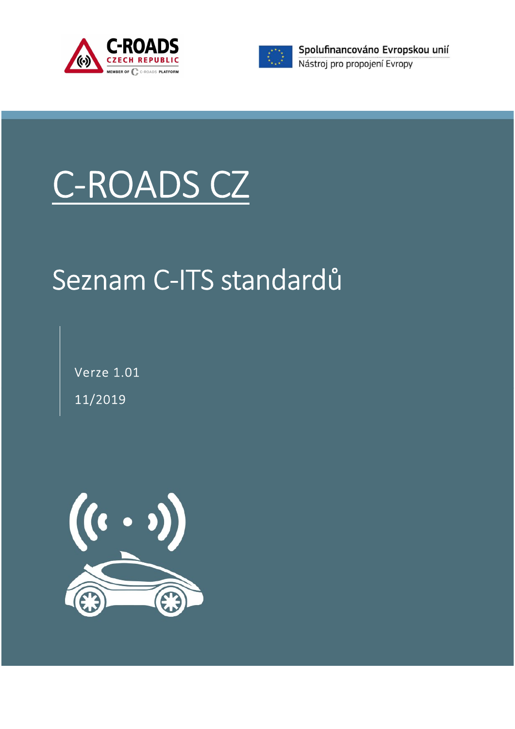C-ROADS CZECH REPUBLIC

MEMBER OF C-ROADS PLATFORM

Spolufinancováno Evropskou unií

Nástroj pro propojení Evropy

# C-ROADS CZ

## Seznam C-ITS standardů

Verze 1.01

11/2019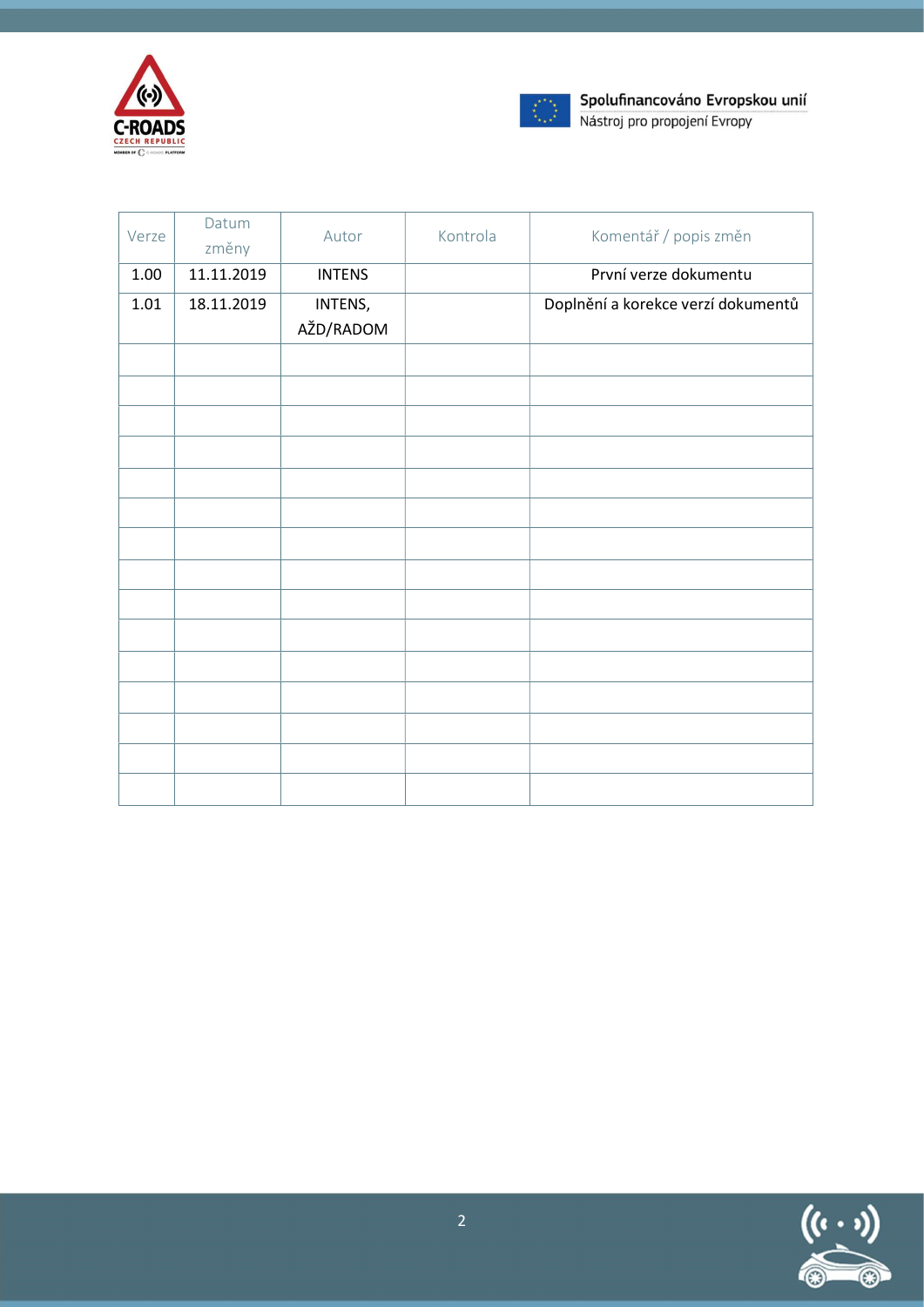| Verze | Datum změny | Autor | Kontrola | Komentář / popis změn |
|---|---|---|---|---|
| 1.00 | 11.11.2019 | INTENS | | První verze dokumentu |
| 1.01 | 18.11.2019 | INTENS, AŽD/RADOM | | Doplnění a korekce verzí dokumentů |
| | | | | |
| | | | | |
| | | | | |
| | | | | |
| | | | | |
| | | | | |
| | | | | |
| | | | | |
| | | | | |
| | | | | |
| | | | | |
| | | | | |
| | | | | |
| | | | | |
| | | | | |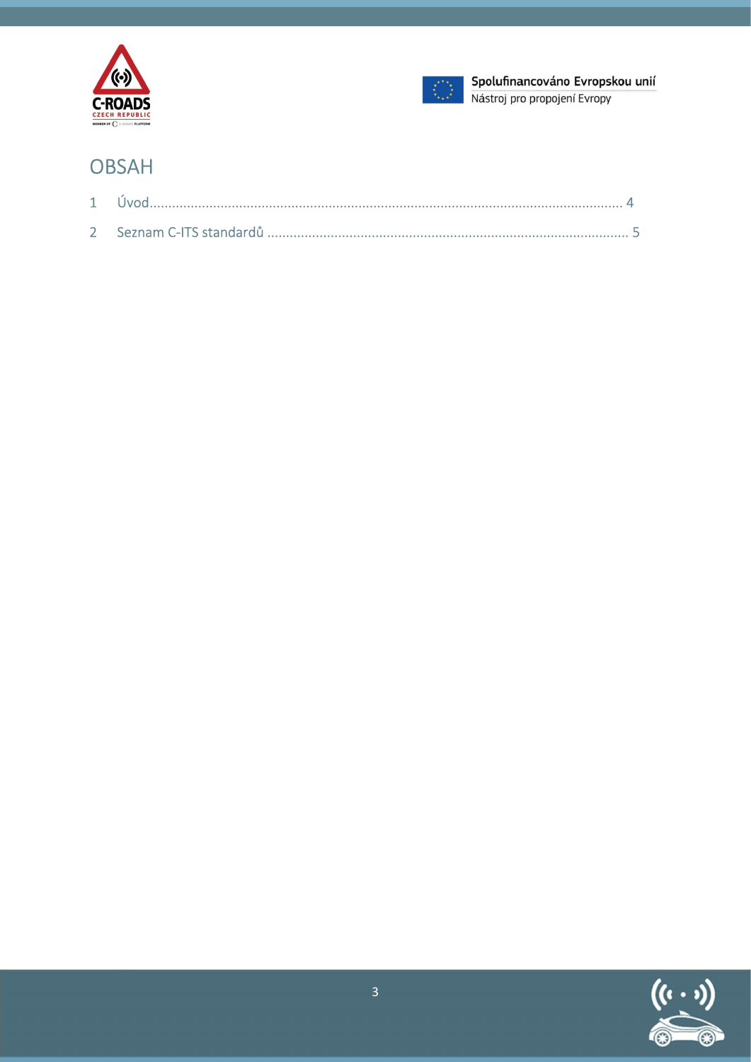# OBSAH

1 Úvod .................................................................................................................... 4

2 Seznam C-ITS standardů ................................................................................... 5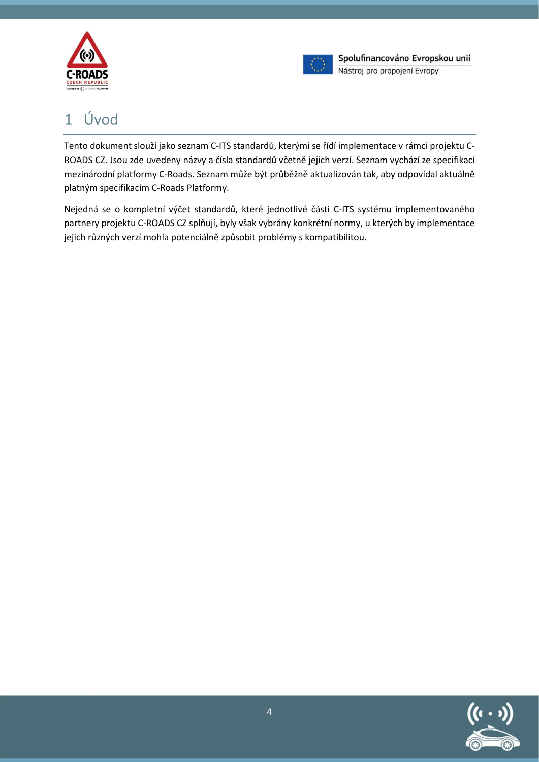# 1 Úvod

Tento dokument slouží jako seznam C-ITS standardů, kterými se řídí implementace v rámci projektu C-ROADS CZ. Jsou zde uvedeny názvy a čísla standardů včetně jejich verzí. Seznam vychází ze specifikací mezinárodní platformy C-Roads. Seznam může být průběžně aktualizován tak, aby odpovídal aktuálně platným specifikacím C-Roads Platformy.

Nejedná se o kompletní výčet standardů, které jednotlivé části C-ITS systému implementovaného partnery projektu C-ROADS CZ splňují, byly však vybrány konkrétní normy, u kterých by implementace jejich různých verzí mohla potenciálně způsobit problémy s kompatibilitou.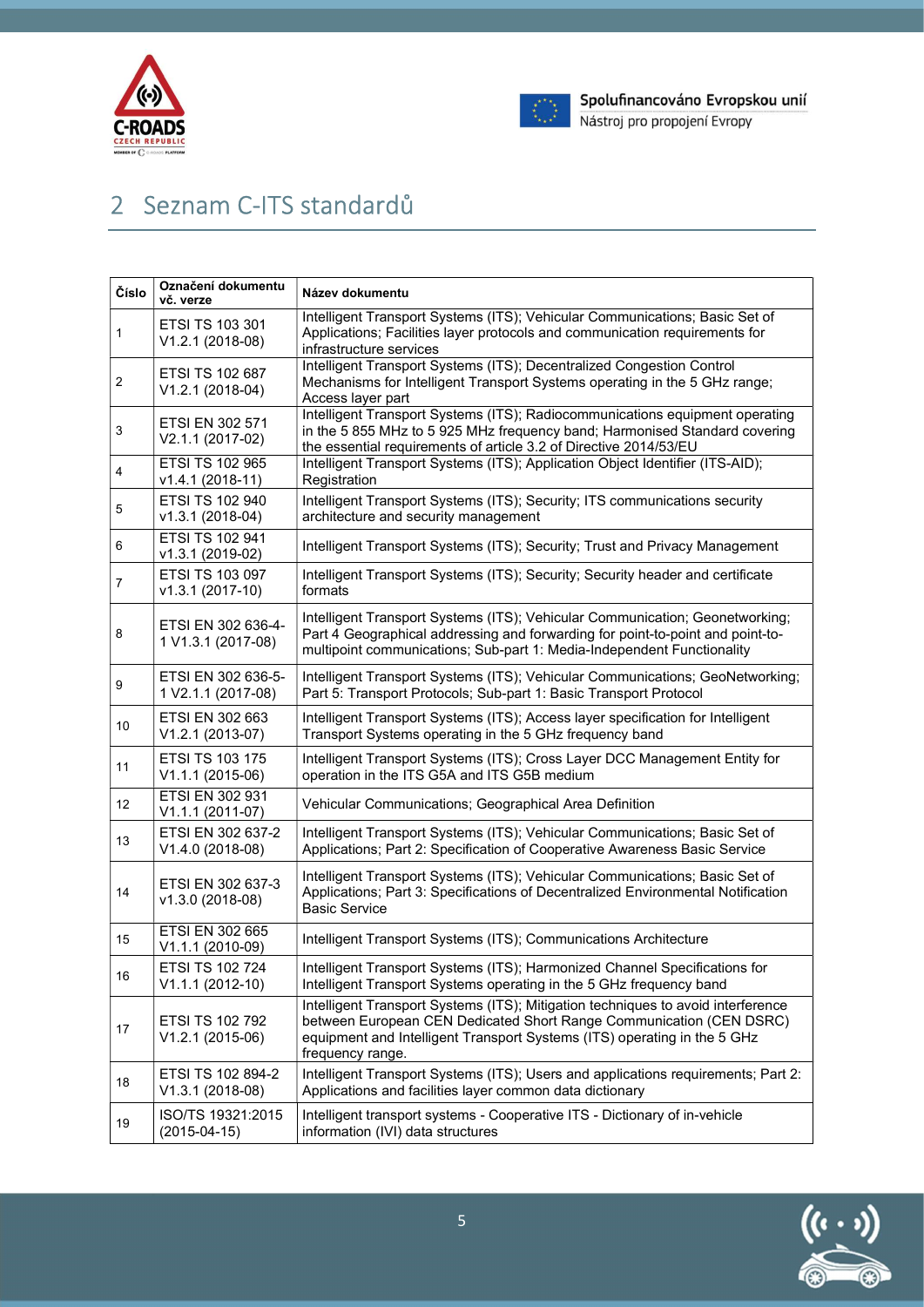## 2 Seznam C-ITS standardů

| Číslo | Označení dokumentu vč. verze | Název dokumentu |
|---|---|---|
| 1 | ETSI TS 103 301 V1.2.1 (2018-08) | Intelligent Transport Systems (ITS); Vehicular Communications; Basic Set of Applications; Facilities layer protocols and communication requirements for infrastructure services |
| 2 | ETSI TS 102 687 V1.2.1 (2018-04) | Intelligent Transport Systems (ITS); Decentralized Congestion Control Mechanisms for Intelligent Transport Systems operating in the 5 GHz range; Access layer part |
| 3 | ETSI EN 302 571 V2.1.1 (2017-02) | Intelligent Transport Systems (ITS); Radiocommunications equipment operating in the 5 855 MHz to 5 925 MHz frequency band; Harmonised Standard covering the essential requirements of article 3.2 of Directive 2014/53/EU |
| 4 | ETSI TS 102 965 v1.4.1 (2018-11) | Intelligent Transport Systems (ITS); Application Object Identifier (ITS-AID); Registration |
| 5 | ETSI TS 102 940 v1.3.1 (2018-04) | Intelligent Transport Systems (ITS); Security; ITS communications security architecture and security management |
| 6 | ETSI TS 102 941 v1.3.1 (2019-02) | Intelligent Transport Systems (ITS); Security; Trust and Privacy Management |
| 7 | ETSI TS 103 097 v1.3.1 (2017-10) | Intelligent Transport Systems (ITS); Security; Security header and certificate formats |
| 8 | ETSI EN 302 636-4-1 V1.3.1 (2017-08) | Intelligent Transport Systems (ITS); Vehicular Communication; Geonetworking; Part 4 Geographical addressing and forwarding for point-to-point and point-to-multipoint communications; Sub-part 1: Media-Independent Functionality |
| 9 | ETSI EN 302 636-5-1 V2.1.1 (2017-08) | Intelligent Transport Systems (ITS); Vehicular Communications; GeoNetworking; Part 5: Transport Protocols; Sub-part 1: Basic Transport Protocol |
| 10 | ETSI EN 302 663 V1.2.1 (2013-07) | Intelligent Transport Systems (ITS); Access layer specification for Intelligent Transport Systems operating in the 5 GHz frequency band |
| 11 | ETSI TS 103 175 V1.1.1 (2015-06) | Intelligent Transport Systems (ITS); Cross Layer DCC Management Entity for operation in the ITS G5A and ITS G5B medium |
| 12 | ETSI EN 302 931 V1.1.1 (2011-07) | Vehicular Communications; Geographical Area Definition |
| 13 | ETSI EN 302 637-2 V1.4.0 (2018-08) | Intelligent Transport Systems (ITS); Vehicular Communications; Basic Set of Applications; Part 2: Specification of Cooperative Awareness Basic Service |
| 14 | ETSI EN 302 637-3 v1.3.0 (2018-08) | Intelligent Transport Systems (ITS); Vehicular Communications; Basic Set of Applications; Part 3: Specifications of Decentralized Environmental Notification Basic Service |
| 15 | ETSI EN 302 665 V1.1.1 (2010-09) | Intelligent Transport Systems (ITS); Communications Architecture |
| 16 | ETSI TS 102 724 V1.1.1 (2012-10) | Intelligent Transport Systems (ITS); Harmonized Channel Specifications for Intelligent Transport Systems operating in the 5 GHz frequency band |
| 17 | ETSI TS 102 792 V1.2.1 (2015-06) | Intelligent Transport Systems (ITS); Mitigation techniques to avoid interference between European CEN Dedicated Short Range Communication (CEN DSRC) equipment and Intelligent Transport Systems (ITS) operating in the 5 GHz frequency range. |
| 18 | ETSI TS 102 894-2 V1.3.1 (2018-08) | Intelligent Transport Systems (ITS); Users and applications requirements; Part 2: Applications and facilities layer common data dictionary |
| 19 | ISO/TS 19321:2015 (2015-04-15) | Intelligent transport systems - Cooperative ITS - Dictionary of in-vehicle information (IVI) data structures |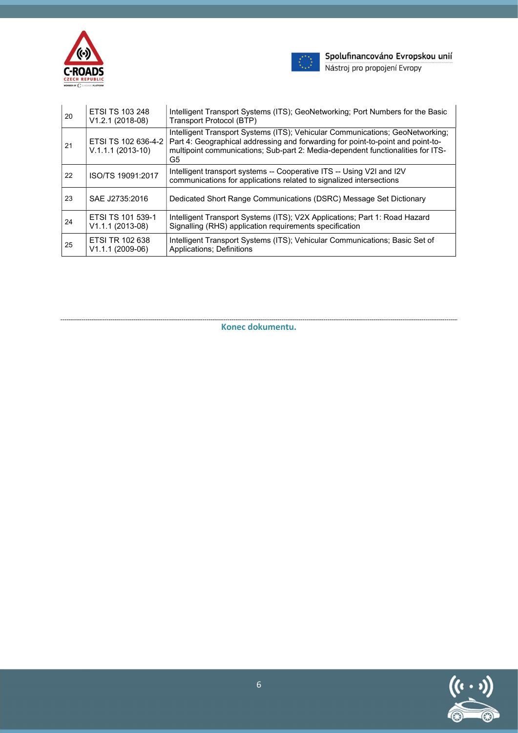| | | |
|---|---|---|
| 20 | ETSI TS 103 248 V1.2.1 (2018-08) | Intelligent Transport Systems (ITS); GeoNetworking; Port Numbers for the Basic Transport Protocol (BTP) |
| 21 | ETSI TS 102 636-4-2 V.1.1.1 (2013-10) | Intelligent Transport Systems (ITS); Vehicular Communications; GeoNetworking; Part 4: Geographical addressing and forwarding for point-to-point and point-to-multipoint communications; Sub-part 2: Media-dependent functionalities for ITS-G5 |
| 22 | ISO/TS 19091:2017 | Intelligent transport systems -- Cooperative ITS -- Using V2I and I2V communications for applications related to signalized intersections |
| 23 | SAE J2735:2016 | Dedicated Short Range Communications (DSRC) Message Set Dictionary |
| 24 | ETSI TS 101 539-1 V1.1.1 (2013-08) | Intelligent Transport Systems (ITS); V2X Applications; Part 1: Road Hazard Signalling (RHS) application requirements specification |
| 25 | ETSI TR 102 638 V1.1.1 (2009-06) | Intelligent Transport Systems (ITS); Vehicular Communications; Basic Set of Applications; Definitions |

---

**Konec dokumentu.**